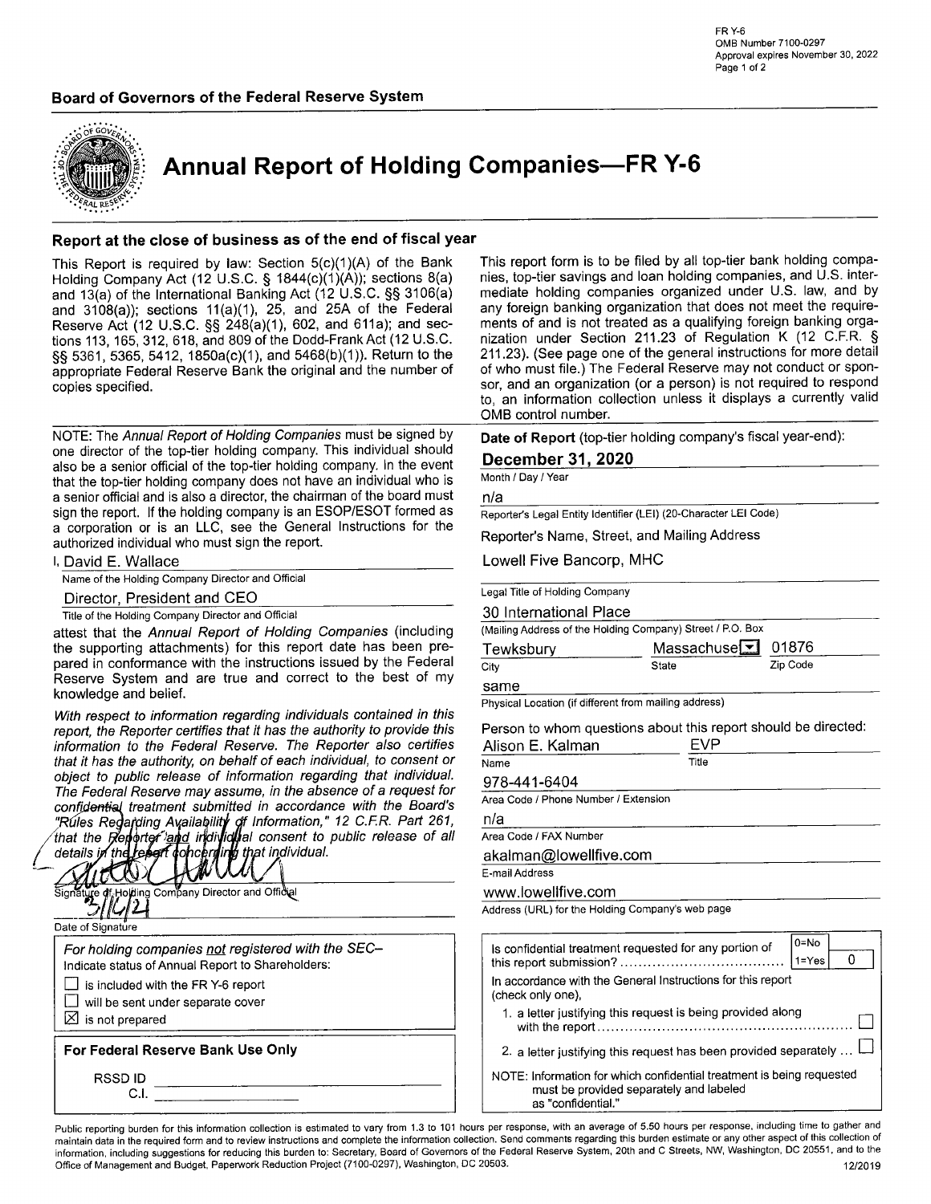FR Y-6
OMB Number 7100-0297
Approval expires November 30, 2022

**Board of Governors of the Federal Reserve System**

# Annual Report of Holding Companies—FR Y-6

## Report at the close of business as of the end of fiscal year

This Report is required by law: Section 5(c)(1)(A) of the Bank Holding Company Act (12 U.S.C. § 1844(c)(1)(A)); sections 8(a) and 13(a) of the International Banking Act (12 U.S.C. §§ 3106(a) and 3108(a)); sections 11(a)(1), 25, and 25A of the Federal Reserve Act (12 U.S.C. §§ 248(a)(1), 602, and 611a); and sections 113, 165, 312, 618, and 809 of the Dodd-Frank Act (12 U.S.C. §§ 5361, 5365, 5412, 1850a(c)(1), and 5468(b)(1)). Return to the appropriate Federal Reserve Bank the original and the number of copies specified.

This report form is to be filed by all top-tier bank holding companies, top-tier savings and loan holding companies, and U.S. intermediate holding companies organized under U.S. law, and by any foreign banking organization that does not meet the requirements of and is not treated as a qualifying foreign banking organization under Section 211.23 of Regulation K (12 C.F.R. § 211.23). (See page one of the general instructions for more detail of who must file.) The Federal Reserve may not conduct or sponsor, and an organization (or a person) is not required to respond to, an information collection unless it displays a currently valid OMB control number.

NOTE: The *Annual Report of Holding Companies* must be signed by one director of the top-tier holding company. This individual should also be a senior official of the top-tier holding company. In the event that the top-tier holding company does not have an individual who is a senior official and is also a director, the chairman of the board must sign the report. If the holding company is an ESOP/ESOT formed as a corporation or is an LLC, see the General Instructions for the authorized individual who must sign the report.

I, David E. Wallace
Name of the Holding Company Director and Official

Director, President and CEO
Title of the Holding Company Director and Official

attest that the *Annual Report of Holding Companies* (including the supporting attachments) for this report date has been prepared in conformance with the instructions issued by the Federal Reserve System and are true and correct to the best of my knowledge and belief.

*With respect to information regarding individuals contained in this report, the Reporter certifies that it has the authority to provide this information to the Federal Reserve. The Reporter also certifies that it has the authority, on behalf of each individual, to consent or object to public release of information regarding that individual. The Federal Reserve may assume, in the absence of a request for confidential treatment submitted in accordance with the Board's "Rules Regarding Availability of Information," 12 C.F.R. Part 261, that the Reporter and individual consent to public release of all details in the report concerning that individual.*

[Signature]
Signature of Holding Company Director and Official

3/16/21
Date of Signature

*For holding companies not registered with the SEC–*
Indicate status of Annual Report to Shareholders:
- ☐ is included with the FR Y-6 report
- ☐ will be sent under separate cover
- ☒ is not prepared

**For Federal Reserve Bank Use Only**

RSSD ID ______
C.I. ______

**Date of Report** (top-tier holding company's fiscal year-end):
**December 31, 2020**
Month / Day / Year

n/a
Reporter's Legal Entity Identifier (LEI) (20-Character LEI Code)

Reporter's Name, Street, and Mailing Address

Lowell Five Bancorp, MHC
Legal Title of Holding Company

30 International Place
(Mailing Address of the Holding Company) Street / P.O. Box

Tewksbury | Massachusetts | 01876
City | State | Zip Code

same
Physical Location (if different from mailing address)

Person to whom questions about this report should be directed:
Alison E. Kalman | EVP
Name | Title

978-441-6404
Area Code / Phone Number / Extension

n/a
Area Code / FAX Number

akalman@lowellfive.com
E-mail Address

www.lowellfive.com
Address (URL) for the Holding Company's web page

Is confidential treatment requested for any portion of this report submission? (0=No, 1=Yes) 0

In accordance with the General Instructions for this report (check only one),
1. a letter justifying this request is being provided along with the report ☐
2. a letter justifying this request has been provided separately ... ☐

NOTE: Information for which confidential treatment is being requested must be provided separately and labeled as "confidential."

Public reporting burden for this information collection is estimated to vary from 1.3 to 101 hours per response, with an average of 5.50 hours per response, including time to gather and maintain data in the required form and to review instructions and complete the information collection. Send comments regarding this burden estimate or any other aspect of this collection of information, including suggestions for reducing this burden to: Secretary, Board of Governors of the Federal Reserve System, 20th and C Streets, NW, Washington, DC 20551, and to the Office of Management and Budget, Paperwork Reduction Project (7100-0297), Washington, DC 20503.

12/2019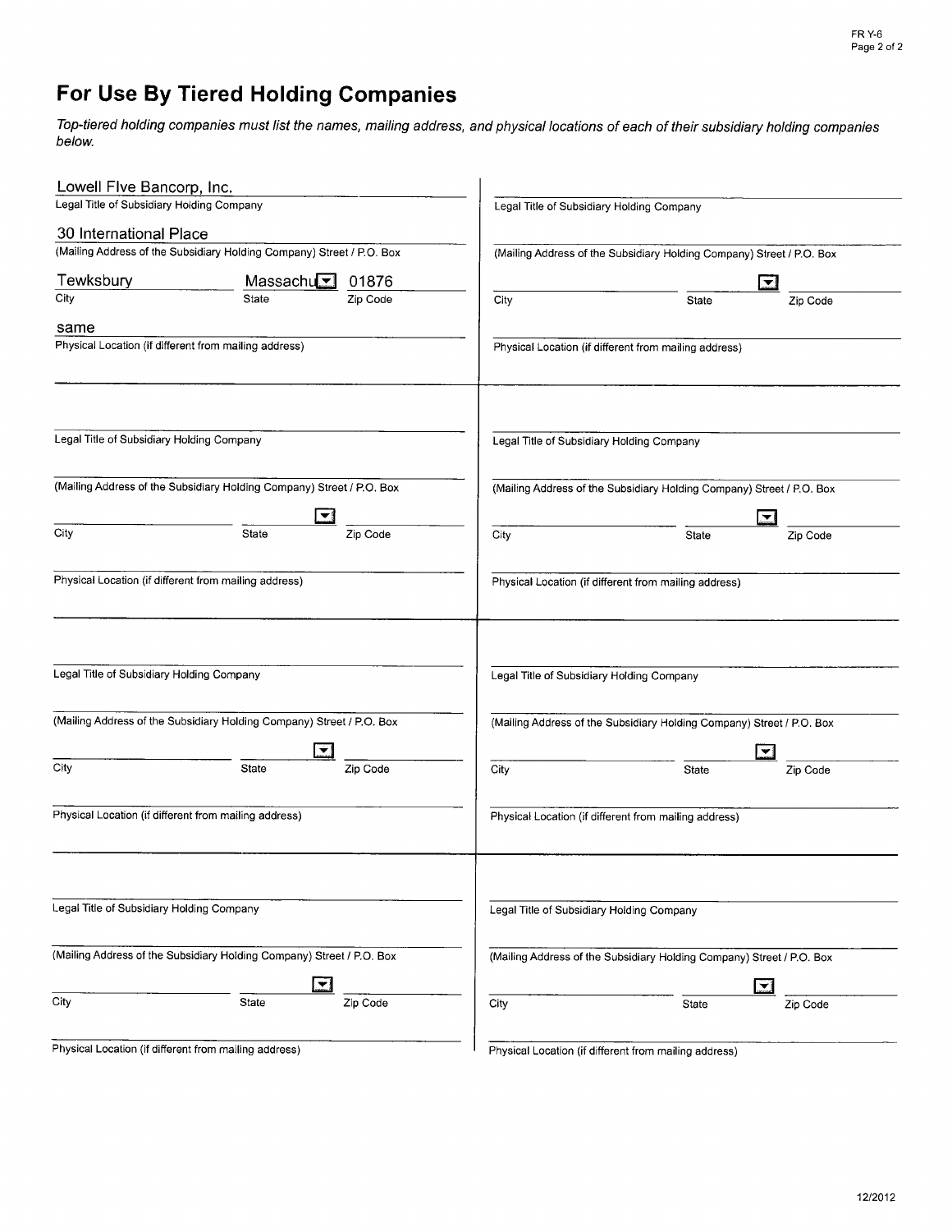# For Use By Tiered Holding Companies

*Top-tiered holding companies must list the names, mailing address, and physical locations of each of their subsidiary holding companies below.*

Lowell FIve Bancorp, Inc.
Legal Title of Subsidiary Holding Company

30 International Place
(Mailing Address of the Subsidiary Holding Company) Street / P.O. Box

| City | State | Zip Code |
|---|---|---|
| Tewksbury | Massachu | 01876 |

same
Physical Location (if different from mailing address)

---

Legal Title of Subsidiary Holding Company

(Mailing Address of the Subsidiary Holding Company) Street / P.O. Box

| City | State | Zip Code |
|---|---|---|
| | | |

Physical Location (if different from mailing address)

---

Legal Title of Subsidiary Holding Company

(Mailing Address of the Subsidiary Holding Company) Street / P.O. Box

| City | State | Zip Code |
|---|---|---|
| | | |

Physical Location (if different from mailing address)

---

Legal Title of Subsidiary Holding Company

(Mailing Address of the Subsidiary Holding Company) Street / P.O. Box

| City | State | Zip Code |
|---|---|---|
| | | |

Physical Location (if different from mailing address)

---

Legal Title of Subsidiary Holding Company

(Mailing Address of the Subsidiary Holding Company) Street / P.O. Box

| City | State | Zip Code |
|---|---|---|
| | | |

Physical Location (if different from mailing address)

---

Legal Title of Subsidiary Holding Company

(Mailing Address of the Subsidiary Holding Company) Street / P.O. Box

| City | State | Zip Code |
|---|---|---|
| | | |

Physical Location (if different from mailing address)

---

Legal Title of Subsidiary Holding Company

(Mailing Address of the Subsidiary Holding Company) Street / P.O. Box

| City | State | Zip Code |
|---|---|---|
| | | |

Physical Location (if different from mailing address)

---

Legal Title of Subsidiary Holding Company

(Mailing Address of the Subsidiary Holding Company) Street / P.O. Box

| City | State | Zip Code |
|---|---|---|
| | | |

Physical Location (if different from mailing address)

12/2012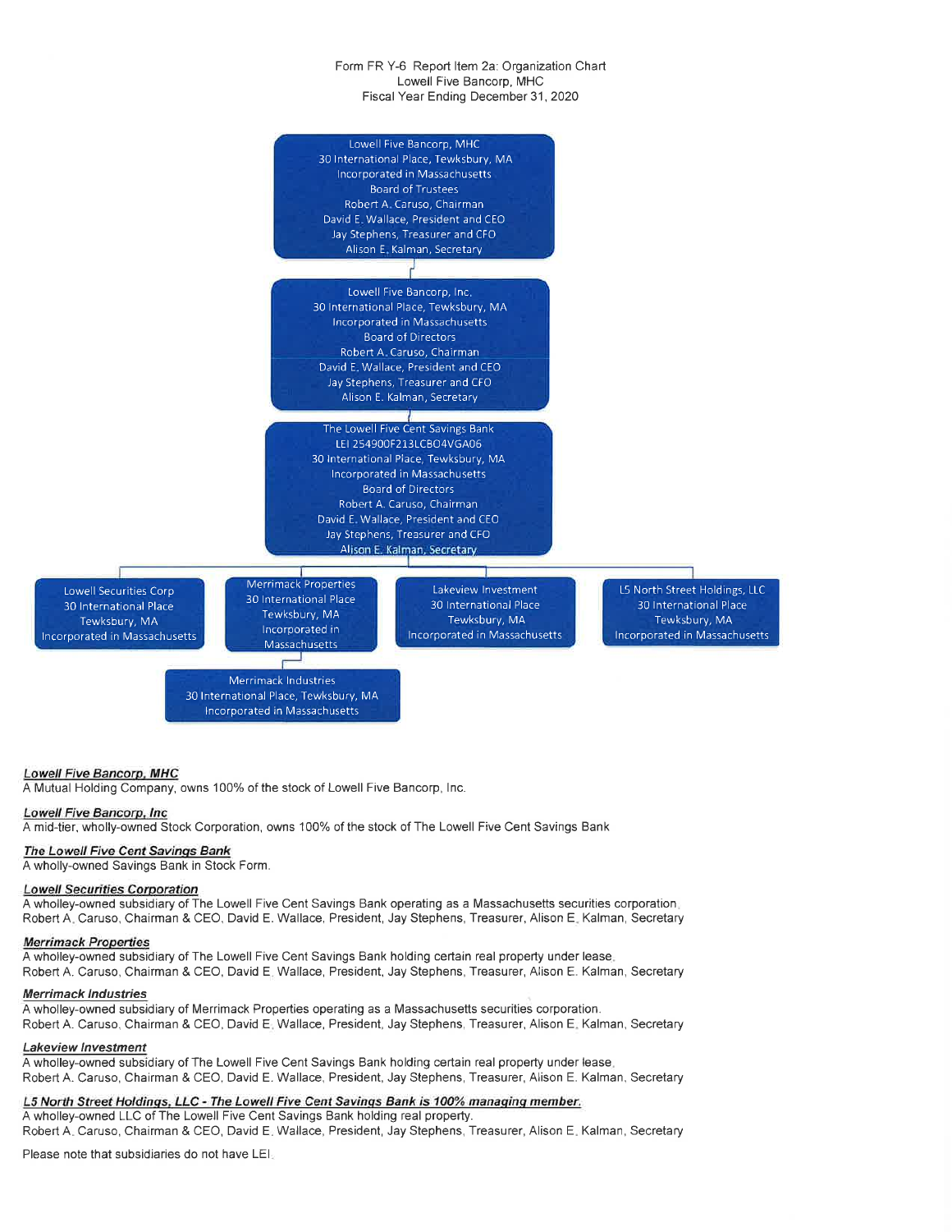Form FR Y-6 Report Item 2a: Organization Chart
Lowell Five Bancorp, MHC
Fiscal Year Ending December 31, 2020

Lowell Five Bancorp, MHC
30 International Place, Tewksbury, MA
Incorporated in Massachusetts
Board of Trustees
Robert A. Caruso, Chairman
David E. Wallace, President and CEO
Jay Stephens, Treasurer and CFO
Alison E. Kalman, Secretary

Lowell Five Bancorp, Inc.
30 International Place, Tewksbury, MA
Incorporated in Massachusetts
Board of Directors
Robert A. Caruso, Chairman
David E. Wallace, President and CEO
Jay Stephens, Treasurer and CFO
Alison E. Kalman, Secretary

The Lowell Five Cent Savings Bank
LEI 254900F213LCBO4VGA06
30 International Place, Tewksbury, MA
Incorporated in Massachusetts
Board of Directors
Robert A. Caruso, Chairman
David E. Wallace, President and CEO
Jay Stephens, Treasurer and CFO
Alison E. Kalman, Secretary

Lowell Securities Corp
30 International Place
Tewksbury, MA
Incorporated in Massachusetts

Merrimack Properties
30 International Place
Tewksbury, MA
Incorporated in Massachusetts

Merrimack Industries
30 International Place, Tewksbury, MA
Incorporated in Massachusetts

Lakeview Investment
30 International Place
Tewksbury, MA
Incorporated in Massachusetts

L5 North Street Holdings, LLC
30 International Place
Tewksbury, MA
Incorporated in Massachusetts

***Lowell Five Bancorp, MHC***
A Mutual Holding Company, owns 100% of the stock of Lowell Five Bancorp, Inc.

***Lowell Five Bancorp, Inc***
A mid-tier, wholly-owned Stock Corporation, owns 100% of the stock of The Lowell Five Cent Savings Bank

***The Lowell Five Cent Savings Bank***
A wholly-owned Savings Bank in Stock Form.

***Lowell Securities Corporation***
A wholley-owned subsidiary of The Lowell Five Cent Savings Bank operating as a Massachusetts securities corporation.
Robert A. Caruso, Chairman & CEO, David E. Wallace, President, Jay Stephens, Treasurer, Alison E. Kalman, Secretary

***Merrimack Properties***
A wholley-owned subsidiary of The Lowell Five Cent Savings Bank holding certain real property under lease.
Robert A. Caruso, Chairman & CEO, David E. Wallace, President, Jay Stephens, Treasurer, Alison E. Kalman, Secretary

***Merrimack Industries***
A wholley-owned subsidiary of Merrimack Properties operating as a Massachusetts securities corporation.
Robert A. Caruso, Chairman & CEO, David E. Wallace, President, Jay Stephens, Treasurer, Alison E. Kalman, Secretary

***Lakeview Investment***
A wholley-owned subsidiary of The Lowell Five Cent Savings Bank holding certain real property under lease.
Robert A. Caruso, Chairman & CEO, David E. Wallace, President, Jay Stephens, Treasurer, Alison E. Kalman, Secretary

***L5 North Street Holdings, LLC - The Lowell Five Cent Savings Bank is 100% managing member.***
A wholley-owned LLC of The Lowell Five Cent Savings Bank holding real property.
Robert A. Caruso, Chairman & CEO, David E. Wallace, President, Jay Stephens, Treasurer, Alison E. Kalman, Secretary

Please note that subsidiaries do not have LEI.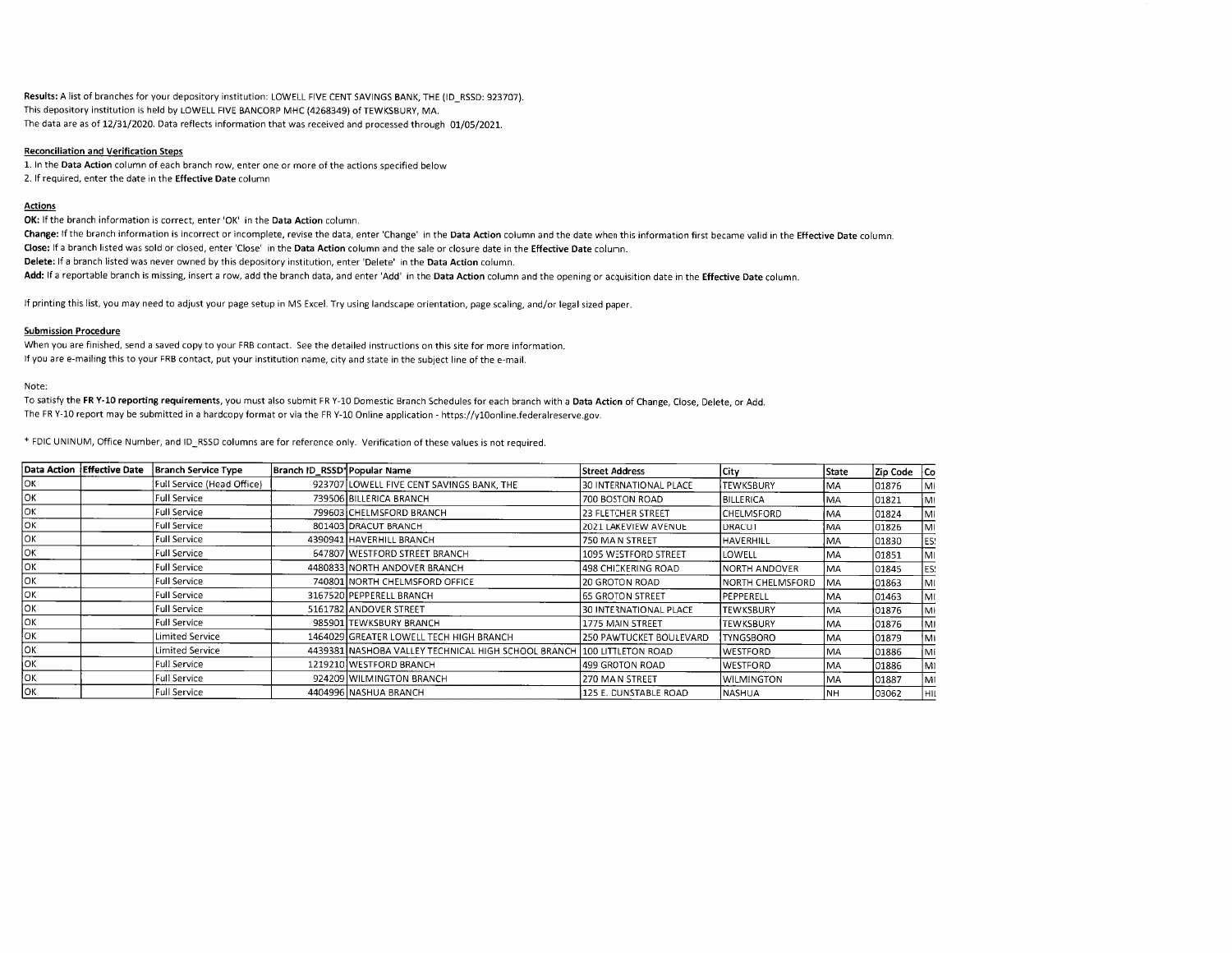**Results:** A list of branches for your depository institution: LOWELL FIVE CENT SAVINGS BANK, THE (ID_RSSD: 923707).
This depository institution is held by LOWELL FIVE BANCORP MHC (4268349) of TEWKSBURY, MA.
The data are as of 12/31/2020. Data reflects information that was received and processed through 01/05/2021.

**Reconciliation and Verification Steps**

1. In the **Data Action** column of each branch row, enter one or more of the actions specified below
2. If required, enter the date in the **Effective Date** column

**Actions**

**OK:** If the branch information is correct, enter 'OK' in the **Data Action** column.
**Change:** If the branch information is incorrect or incomplete, revise the data, enter 'Change' in the **Data Action** column and the date when this information first became valid in the **Effective Date** column.
**Close:** If a branch listed was sold or closed, enter 'Close' in the **Data Action** column and the sale or closure date in the **Effective Date** column.
**Delete:** If a branch listed was never owned by this depository institution, enter 'Delete' in the **Data Action** column.
**Add:** If a reportable branch is missing, insert a row, add the branch data, and enter 'Add' in the **Data Action** column and the opening or acquisition date in the **Effective Date** column.

If printing this list, you may need to adjust your page setup in MS Excel. Try using landscape orientation, page scaling, and/or legal sized paper.

**Submission Procedure**

When you are finished, send a saved copy to your FRB contact. See the detailed instructions on this site for more information.
If you are e-mailing this to your FRB contact, put your institution name, city and state in the subject line of the e-mail.

Note:

To satisfy the **FR Y-10 reporting requirements**, you must also submit FR Y-10 Domestic Branch Schedules for each branch with a **Data Action** of Change, Close, Delete, or Add.
The FR Y-10 report may be submitted in a hardcopy format or via the FR Y-10 Online application - https://y10online.federalreserve.gov.

* FDIC UNINUM, Office Number, and ID_RSSD columns are for reference only. Verification of these values is not required.

| Data Action | Effective Date | Branch Service Type | Branch ID_RSSD* | Popular Name | Street Address | City | State | Zip Code | Co |
|---|---|---|---|---|---|---|---|---|---|
| OK | | Full Service (Head Office) | 923707 | LOWELL FIVE CENT SAVINGS BANK, THE | 30 INTERNATIONAL PLACE | TEWKSBURY | MA | 01876 | MI |
| OK | | Full Service | 739506 | BILLERICA BRANCH | 700 BOSTON ROAD | BILLERICA | MA | 01821 | MI |
| OK | | Full Service | 799603 | CHELMSFORD BRANCH | 23 FLETCHER STREET | CHELMSFORD | MA | 01824 | MI |
| OK | | Full Service | 801403 | DRACUT BRANCH | 2021 LAKEVIEW AVENUE | DRACUT | MA | 01826 | MI |
| OK | | Full Service | 4390941 | HAVERHILL BRANCH | 750 MAIN STREET | HAVERHILL | MA | 01830 | ES |
| OK | | Full Service | 647807 | WESTFORD STREET BRANCH | 1095 WESTFORD STREET | LOWELL | MA | 01851 | MI |
| OK | | Full Service | 4480833 | NORTH ANDOVER BRANCH | 498 CHICKERING ROAD | NORTH ANDOVER | MA | 01845 | ES |
| OK | | Full Service | 740801 | NORTH CHELMSFORD OFFICE | 20 GROTON ROAD | NORTH CHELMSFORD | MA | 01863 | MI |
| OK | | Full Service | 3167520 | PEPPERELL BRANCH | 65 GROTON STREET | PEPPERELL | MA | 01463 | MI |
| OK | | Full Service | 5161782 | ANDOVER STREET | 30 INTERNATIONAL PLACE | TEWKSBURY | MA | 01876 | MI |
| OK | | Full Service | 985901 | TEWKSBURY BRANCH | 1775 MAIN STREET | TEWKSBURY | MA | 01876 | MI |
| OK | | Limited Service | 1464029 | GREATER LOWELL TECH HIGH BRANCH | 250 PAWTUCKET BOULEVARD | TYNGSBORO | MA | 01879 | MI |
| OK | | Limited Service | 4439381 | NASHOBA VALLEY TECHNICAL HIGH SCHOOL BRANCH | 100 LITTLETON ROAD | WESTFORD | MA | 01886 | MI |
| OK | | Full Service | 1219210 | WESTFORD BRANCH | 499 GROTON ROAD | WESTFORD | MA | 01886 | MI |
| OK | | Full Service | 924209 | WILMINGTON BRANCH | 270 MAIN STREET | WILMINGTON | MA | 01887 | MI |
| OK | | Full Service | 4404996 | NASHUA BRANCH | 125 E. DUNSTABLE ROAD | NASHUA | NH | 03062 | HIL |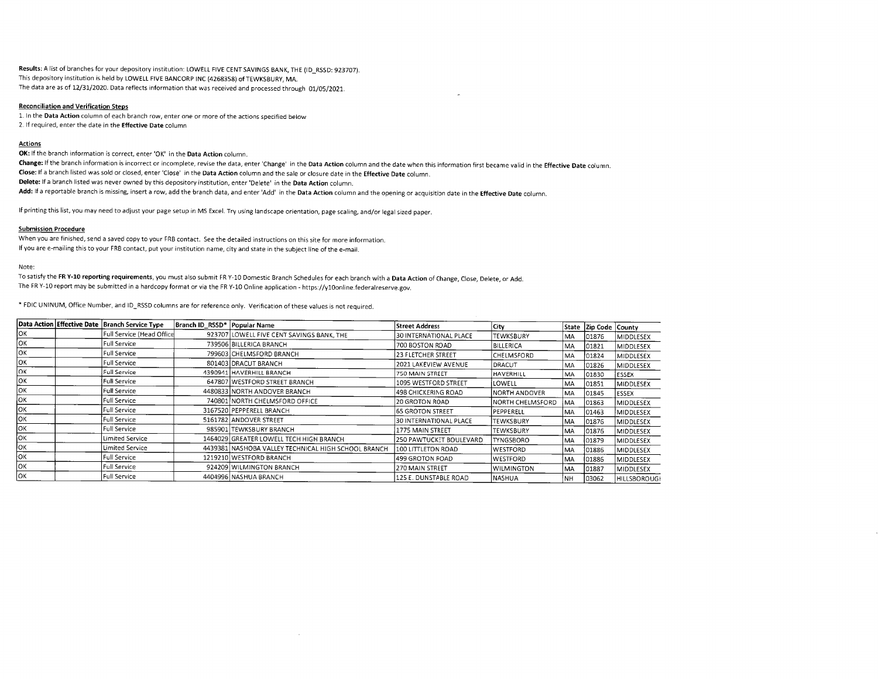**Results:** A list of branches for your depository institution: LOWELL FIVE CENT SAVINGS BANK, THE (ID_RSSD: 923707).
This depository institution is held by LOWELL FIVE BANCORP INC (4268358) of TEWKSBURY, MA.
The data are as of 12/31/2020. Data reflects information that was received and processed through 01/05/2021.

**Reconciliation and Verification Steps**

1. In the **Data Action** column of each branch row, enter one or more of the actions specified below
2. If required, enter the date in the **Effective Date** column

**Actions**

**OK:** If the branch information is correct, enter 'OK' in the **Data Action** column.
**Change:** If the branch information is incorrect or incomplete, revise the data, enter 'Change' in the **Data Action** column and the date when this information first became valid in the **Effective Date** column.
**Close:** If a branch listed was sold or closed, enter 'Close' in the **Data Action** column and the sale or closure date in the **Effective Date** column.
**Delete:** If a branch listed was never owned by this depository institution, enter 'Delete' in the **Data Action** column.
**Add:** If a reportable branch is missing, insert a row, add the branch data, and enter 'Add' in the **Data Action** column and the opening or acquisition date in the **Effective Date** column.

If printing this list, you may need to adjust your page setup in MS Excel. Try using landscape orientation, page scaling, and/or legal sized paper.

**Submission Procedure**

When you are finished, send a saved copy to your FRB contact. See the detailed instructions on this site for more information.
If you are e-mailing this to your FRB contact, put your institution name, city and state in the subject line of the e-mail.

Note:

To satisfy the **FR Y-10 reporting requirements**, you must also submit FR Y-10 Domestic Branch Schedules for each branch with a **Data Action** of Change, Close, Delete, or Add.
The FR Y-10 report may be submitted in a hardcopy format or via the FR Y-10 Online application - https://y10online.federalreserve.gov.

* FDIC UNINUM, Office Number, and ID_RSSD columns are for reference only. Verification of these values is not required.

| Data Action | Effective Date | Branch Service Type | Branch ID_RSSD* | Popular Name | Street Address | City | State | Zip Code | County |
|---|---|---|---|---|---|---|---|---|---|
| OK | | Full Service (Head Office | 923707 | LOWELL FIVE CENT SAVINGS BANK, THE | 30 INTERNATIONAL PLACE | TEWKSBURY | MA | 01876 | MIDDLESEX |
| OK | | Full Service | 739506 | BILLERICA BRANCH | 700 BOSTON ROAD | BILLERICA | MA | 01821 | MIDDLESEX |
| OK | | Full Service | 799603 | CHELMSFORD BRANCH | 23 FLETCHER STREET | CHELMSFORD | MA | 01824 | MIDDLESEX |
| OK | | Full Service | 801403 | DRACUT BRANCH | 2021 LAKEVIEW AVENUE | DRACUT | MA | 01826 | MIDDLESEX |
| OK | | Full Service | 4390941 | HAVERHILL BRANCH | 750 MAIN STREET | HAVERHILL | MA | 01830 | ESSEX |
| OK | | Full Service | 647807 | WESTFORD STREET BRANCH | 1095 WESTFORD STREET | LOWELL | MA | 01851 | MIDDLESEX |
| OK | | Full Service | 4480833 | NORTH ANDOVER BRANCH | 498 CHICKERING ROAD | NORTH ANDOVER | MA | 01845 | ESSEX |
| OK | | Full Service | 740801 | NORTH CHELMSFORD OFFICE | 20 GROTON ROAD | NORTH CHELMSFORD | MA | 01863 | MIDDLESEX |
| OK | | Full Service | 3167520 | PEPPERELL BRANCH | 65 GROTON STREET | PEPPERELL | MA | 01463 | MIDDLESEX |
| OK | | Full Service | 5161782 | ANDOVER STREET | 30 INTERNATIONAL PLACE | TEWKSBURY | MA | 01876 | MIDDLESEX |
| OK | | Full Service | 985901 | TEWKSBURY BRANCH | 1775 MAIN STREET | TEWKSBURY | MA | 01876 | MIDDLESEX |
| OK | | Limited Service | 1464029 | GREATER LOWELL TECH HIGH BRANCH | 250 PAWTUCKET BOULEVARD | TYNGSBORO | MA | 01879 | MIDDLESEX |
| OK | | Limited Service | 4439381 | NASHOBA VALLEY TECHNICAL HIGH SCHOOL BRANCH | 100 LITTLETON ROAD | WESTFORD | MA | 01886 | MIDDLESEX |
| OK | | Full Service | 1219210 | WESTFORD BRANCH | 499 GROTON ROAD | WESTFORD | MA | 01886 | MIDDLESEX |
| OK | | Full Service | 924209 | WILMINGTON BRANCH | 270 MAIN STREET | WILMINGTON | MA | 01887 | MIDDLESEX |
| OK | | Full Service | 4404996 | NASHUA BRANCH | 125 E. DUNSTABLE ROAD | NASHUA | NH | 03062 | HILLSBOROUGI |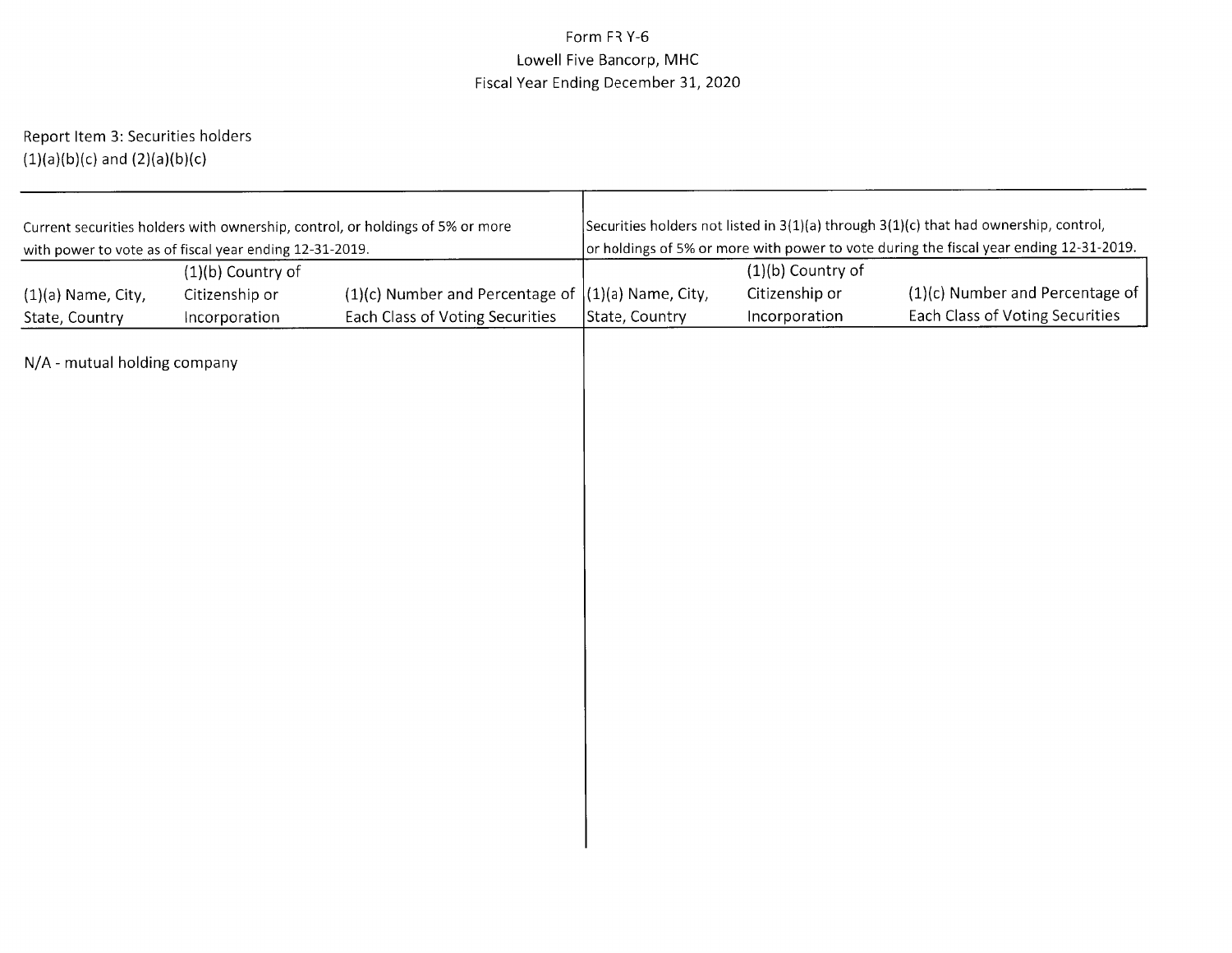Form FR Y-6
Lowell Five Bancorp, MHC
Fiscal Year Ending December 31, 2020

Report Item 3: Securities holders
(1)(a)(b)(c) and (2)(a)(b)(c)

| Current securities holders with ownership, control, or holdings of 5% or more with power to vote as of fiscal year ending 12-31-2019. | | | Securities holders not listed in 3(1)(a) through 3(1)(c) that had ownership, control, or holdings of 5% or more with power to vote during the fiscal year ending 12-31-2019. | | |
|---|---|---|---|---|---|
| (1)(a) Name, City, State, Country | (1)(b) Country of Citizenship or Incorporation | (1)(c) Number and Percentage of Each Class of Voting Securities | (1)(a) Name, City, State, Country | (1)(b) Country of Citizenship or Incorporation | (1)(c) Number and Percentage of Each Class of Voting Securities |
| N/A - mutual holding company | | | | | |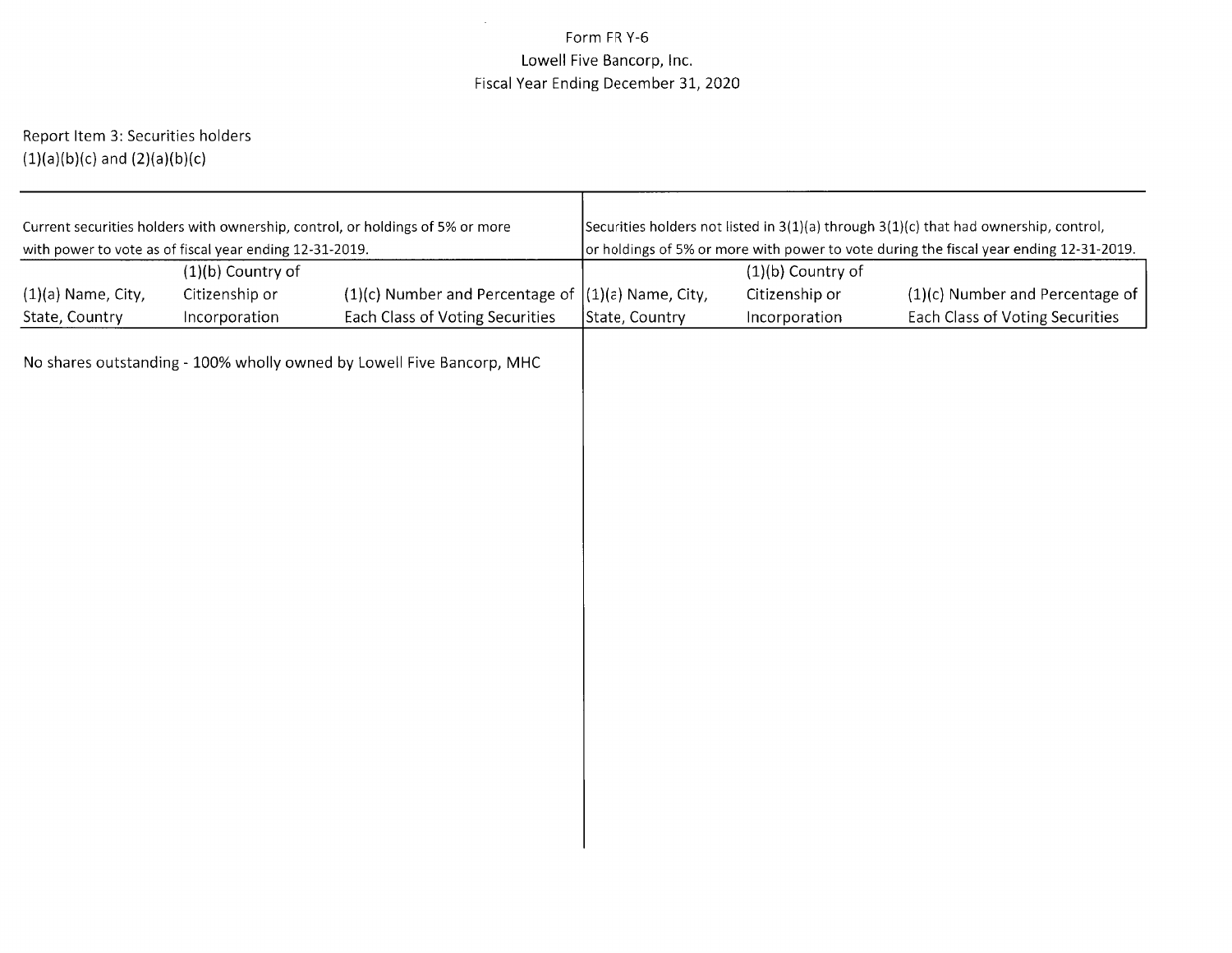Form FR Y-6
Lowell Five Bancorp, Inc.
Fiscal Year Ending December 31, 2020

Report Item 3: Securities holders
(1)(a)(b)(c) and (2)(a)(b)(c)

| Current securities holders with ownership, control, or holdings of 5% or more with power to vote as of fiscal year ending 12-31-2019. | | | Securities holders not listed in 3(1)(a) through 3(1)(c) that had ownership, control, or holdings of 5% or more with power to vote during the fiscal year ending 12-31-2019. | | |
|---|---|---|---|---|---|
| (1)(a) Name, City, State, Country | (1)(b) Country of Citizenship or Incorporation | (1)(c) Number and Percentage of Each Class of Voting Securities | (1)(a) Name, City, State, Country | (1)(b) Country of Citizenship or Incorporation | (1)(c) Number and Percentage of Each Class of Voting Securities |
| No shares outstanding - 100% wholly owned by Lowell Five Bancorp, MHC | | | | | |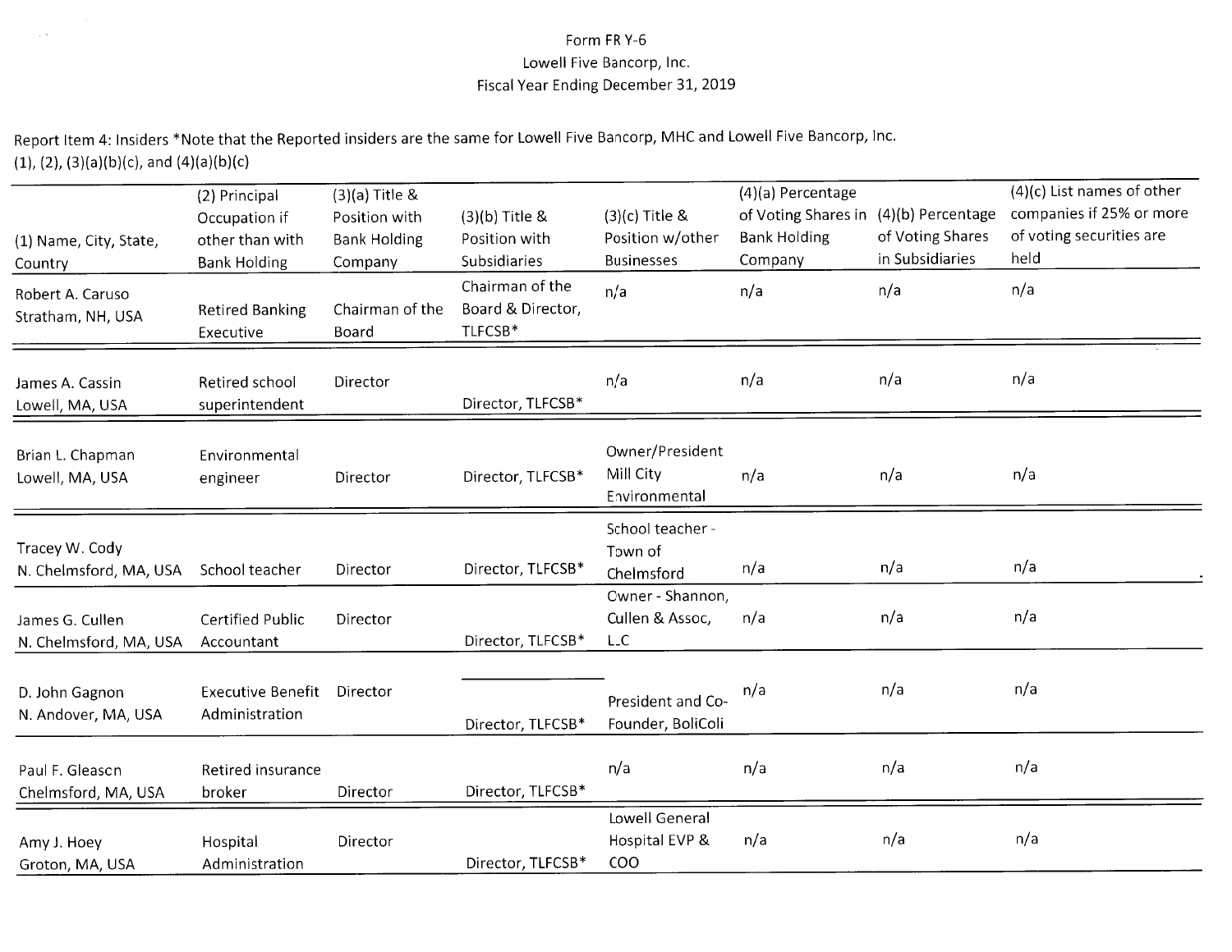Form FR Y-6
Lowell Five Bancorp, Inc.
Fiscal Year Ending December 31, 2019

Report Item 4: Insiders *Note that the Reported insiders are the same for Lowell Five Bancorp, MHC and Lowell Five Bancorp, Inc.
(1), (2), (3)(a)(b)(c), and (4)(a)(b)(c)

| (1) Name, City, State, Country | (2) Principal Occupation if other than with Bank Holding | (3)(a) Title & Position with Bank Holding Company | (3)(b) Title & Position with Subsidiaries | (3)(c) Title & Position w/other Businesses | (4)(a) Percentage of Voting Shares in Bank Holding Company | (4)(b) Percentage of Voting Shares in Subsidiaries | (4)(c) List names of other companies if 25% or more of voting securities are held |
|---|---|---|---|---|---|---|---|
| Robert A. Caruso Stratham, NH, USA | Retired Banking Executive | Chairman of the Board | Chairman of the Board & Director, TLFCSB* | n/a | n/a | n/a | n/a |
| James A. Cassin Lowell, MA, USA | Retired school superintendent | Director | Director, TLFCSB* | n/a | n/a | n/a | n/a |
| Brian L. Chapman Lowell, MA, USA | Environmental engineer | Director | Director, TLFCSB* | Owner/President Mill City Environmental | n/a | n/a | n/a |
| Tracey W. Cody N. Chelmsford, MA, USA | School teacher | Director | Director, TLFCSB* | School teacher - Town of Chelmsford | n/a | n/a | n/a |
| James G. Cullen N. Chelmsford, MA, USA | Certified Public Accountant | Director | Director, TLFCSB* | Owner - Shannon, Cullen & Assoc, LLC | n/a | n/a | n/a |
| D. John Gagnon N. Andover, MA, USA | Executive Benefit Administration | Director | Director, TLFCSB* | President and Co-Founder, BoliColi | n/a | n/a | n/a |
| Paul F. Gleason Chelmsford, MA, USA | Retired insurance broker | Director | Director, TLFCSB* | n/a | n/a | n/a | n/a |
| Amy J. Hoey Groton, MA, USA | Hospital Administration | Director | Director, TLFCSB* | Lowell General Hospital EVP & COO | n/a | n/a | n/a |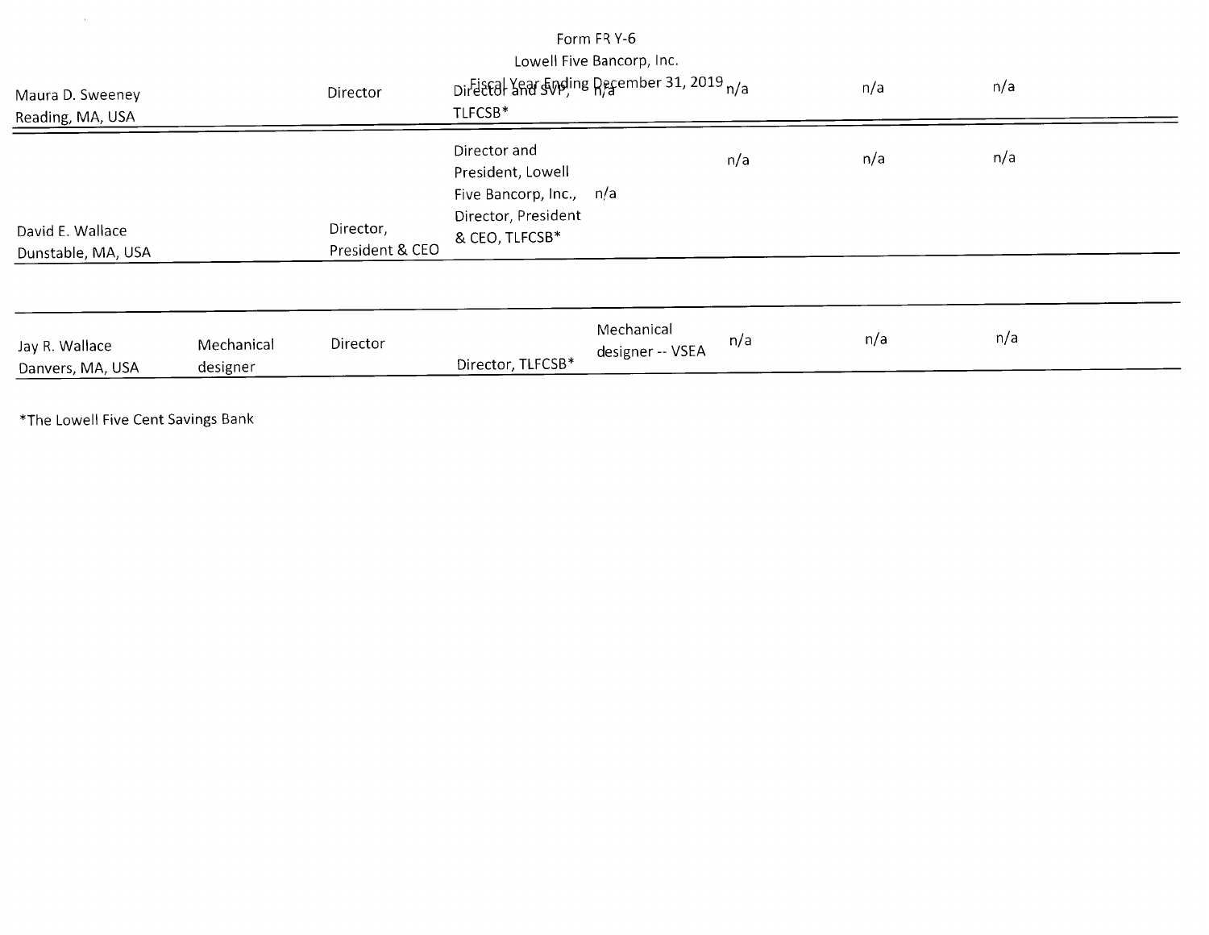| | | | | | | | |
|---|---|---|---|---|---|---|---|
| Maura D. Sweeney<br>Reading, MA, USA | | Director | Director and SVP, TLFCSB* | n/a | n/a | n/a | n/a |
| David E. Wallace<br>Dunstable, MA, USA | | Director, President & CEO | Director and President, Lowell Five Bancorp, Inc., Director, President & CEO, TLFCSB* | n/a | n/a | n/a | n/a |
| Jay R. Wallace<br>Danvers, MA, USA | Mechanical designer | Director | Director, TLFCSB* | Mechanical designer -- VSEA | n/a | n/a | n/a |

*The Lowell Five Cent Savings Bank